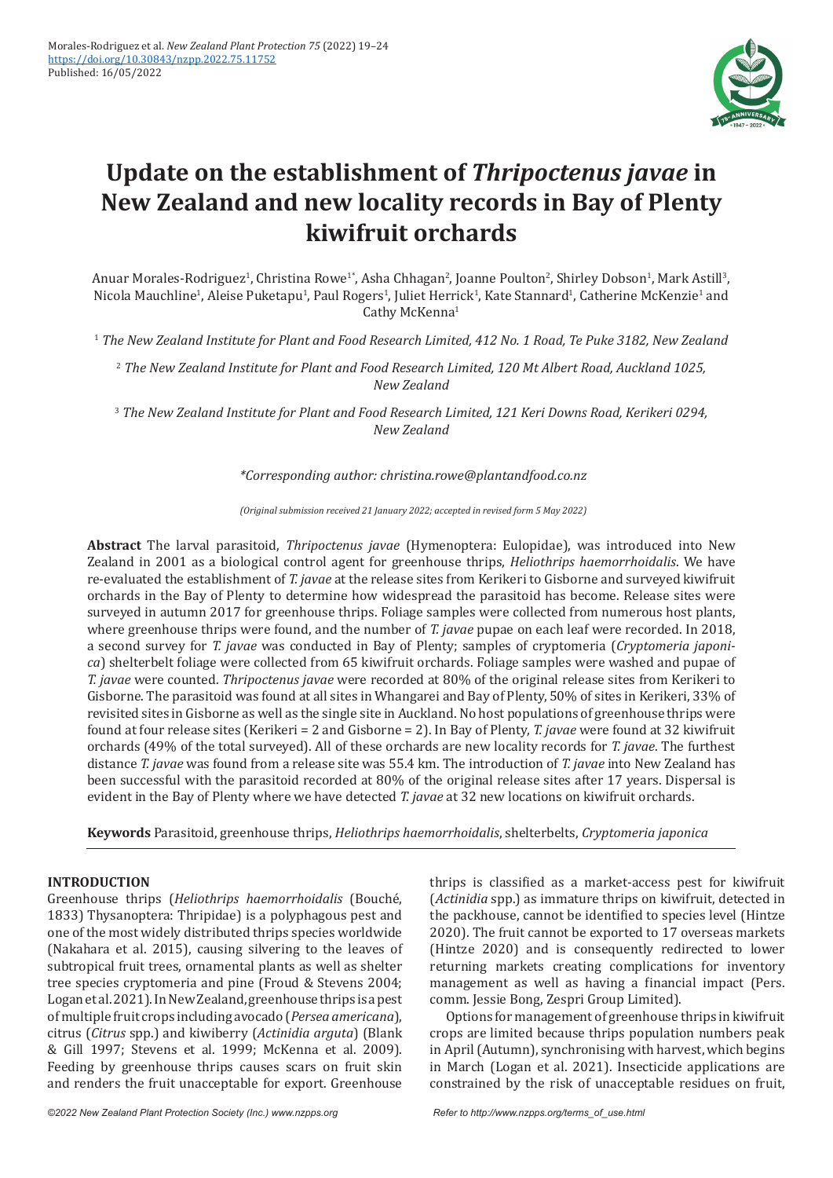# Update on the establishment of *Thripoctenus javae* in New Zealand and new locality records in Bay of Plenty kiwifruit orchards

Anuar Morales-Rodriguez[1], Christina Rowe[1*], Asha Chhagan[2], Joanne Poulton[2], Shirley Dobson[1], Mark Astill[3], Nicola Mauchline[1], Aleise Puketapu[1], Paul Rogers[1], Juliet Herrick[1], Kate Stannard[1], Catherine McKenzie[1] and Cathy McKenna[1]

[1] *The New Zealand Institute for Plant and Food Research Limited, 412 No. 1 Road, Te Puke 3182, New Zealand*

[2] *The New Zealand Institute for Plant and Food Research Limited, 120 Mt Albert Road, Auckland 1025, New Zealand*

[3] *The New Zealand Institute for Plant and Food Research Limited, 121 Keri Downs Road, Kerikeri 0294, New Zealand*

*\*Corresponding author: christina.rowe@plantandfood.co.nz*

*(Original submission received 21 January 2022; accepted in revised form 5 May 2022)*

**Abstract** The larval parasitoid, *Thripoctenus javae* (Hymenoptera: Eulopidae), was introduced into New Zealand in 2001 as a biological control agent for greenhouse thrips, *Heliothrips haemorrhoidalis*. We have re-evaluated the establishment of *T. javae* at the release sites from Kerikeri to Gisborne and surveyed kiwifruit orchards in the Bay of Plenty to determine how widespread the parasitoid has become. Release sites were surveyed in autumn 2017 for greenhouse thrips. Foliage samples were collected from numerous host plants, where greenhouse thrips were found, and the number of *T. javae* pupae on each leaf were recorded. In 2018, a second survey for *T. javae* was conducted in Bay of Plenty; samples of cryptomeria (*Cryptomeria japonica*) shelterbelt foliage were collected from 65 kiwifruit orchards. Foliage samples were washed and pupae of *T. javae* were counted. *Thripoctenus javae* were recorded at 80% of the original release sites from Kerikeri to Gisborne. The parasitoid was found at all sites in Whangarei and Bay of Plenty, 50% of sites in Kerikeri, 33% of revisited sites in Gisborne as well as the single site in Auckland. No host populations of greenhouse thrips were found at four release sites (Kerikeri = 2 and Gisborne = 2). In Bay of Plenty, *T. javae* were found at 32 kiwifruit orchards (49% of the total surveyed). All of these orchards are new locality records for *T. javae*. The furthest distance *T. javae* was found from a release site was 55.4 km. The introduction of *T. javae* into New Zealand has been successful with the parasitoid recorded at 80% of the original release sites after 17 years. Dispersal is evident in the Bay of Plenty where we have detected *T. javae* at 32 new locations on kiwifruit orchards.

**Keywords** Parasitoid, greenhouse thrips, *Heliothrips haemorrhoidalis*, shelterbelts, *Cryptomeria japonica*

## INTRODUCTION

Greenhouse thrips (*Heliothrips haemorrhoidalis* (Bouché, 1833) Thysanoptera: Thripidae) is a polyphagous pest and one of the most widely distributed thrips species worldwide (Nakahara et al. 2015), causing silvering to the leaves of subtropical fruit trees, ornamental plants as well as shelter tree species cryptomeria and pine (Froud & Stevens 2004; Logan et al. 2021). In New Zealand, greenhouse thrips is a pest of multiple fruit crops including avocado (*Persea americana*), citrus (*Citrus* spp.) and kiwiberry (*Actinidia arguta*) (Blank & Gill 1997; Stevens et al. 1999; McKenna et al. 2009). Feeding by greenhouse thrips causes scars on fruit skin and renders the fruit unacceptable for export. Greenhouse thrips is classified as a market-access pest for kiwifruit (*Actinidia* spp.) as immature thrips on kiwifruit, detected in the packhouse, cannot be identified to species level (Hintze 2020). The fruit cannot be exported to 17 overseas markets (Hintze 2020) and is consequently redirected to lower returning markets creating complications for inventory management as well as having a financial impact (Pers. comm. Jessie Bong, Zespri Group Limited).

Options for management of greenhouse thrips in kiwifruit crops are limited because thrips population numbers peak in April (Autumn), synchronising with harvest, which begins in March (Logan et al. 2021). Insecticide applications are constrained by the risk of unacceptable residues on fruit,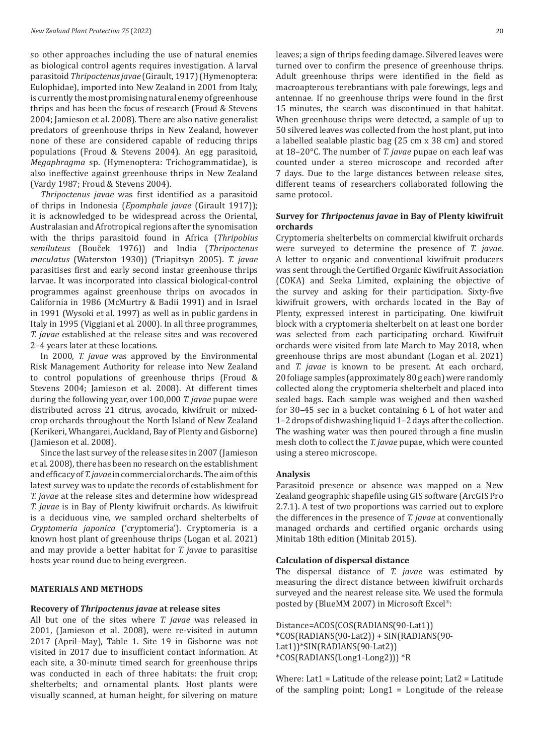so other approaches including the use of natural enemies as biological control agents requires investigation. A larval parasitoid *Thripoctenus javae* (Girault, 1917) (Hymenoptera: Eulophidae), imported into New Zealand in 2001 from Italy, is currently the most promising natural enemy of greenhouse thrips and has been the focus of research (Froud & Stevens 2004; Jamieson et al. 2008). There are also native generalist predators of greenhouse thrips in New Zealand, however none of these are considered capable of reducing thrips populations (Froud & Stevens 2004). An egg parasitoid, *Megaphragma* sp. (Hymenoptera: Trichogrammatidae), is also ineffective against greenhouse thrips in New Zealand (Vardy 1987; Froud & Stevens 2004).

*Thripoctenus javae* was first identified as a parasitoid of thrips in Indonesia (*Epomphale javae* (Girault 1917)); it is acknowledged to be widespread across the Oriental, Australasian and Afrotropical regions after the synomisation with the thrips parasitoid found in Africa (*Thripobius semiluteus* (Bouček 1976)) and India (*Thripoctenus maculatus* (Waterston 1930)) (Triapitsyn 2005). *T. javae* parasitises first and early second instar greenhouse thrips larvae. It was incorporated into classical biological-control programmes against greenhouse thrips on avocados in California in 1986 (McMurtry & Badii 1991) and in Israel in 1991 (Wysoki et al. 1997) as well as in public gardens in Italy in 1995 (Viggiani et al. 2000). In all three programmes, *T. javae* established at the release sites and was recovered 2–4 years later at these locations.

In 2000, *T. javae* was approved by the Environmental Risk Management Authority for release into New Zealand to control populations of greenhouse thrips (Froud & Stevens 2004; Jamieson et al. 2008). At different times during the following year, over 100,000 *T. javae* pupae were distributed across 21 citrus, avocado, kiwifruit or mixed-crop orchards throughout the North Island of New Zealand (Kerikeri, Whangarei, Auckland, Bay of Plenty and Gisborne) (Jamieson et al. 2008).

Since the last survey of the release sites in 2007 (Jamieson et al. 2008), there has been no research on the establishment and efficacy of *T. javae* in commercial orchards. The aim of this latest survey was to update the records of establishment for *T. javae* at the release sites and determine how widespread *T. javae* is in Bay of Plenty kiwifruit orchards. As kiwifruit is a deciduous vine, we sampled orchard shelterbelts of *Cryptomeria japonica* ('cryptomeria'). Cryptomeria is a known host plant of greenhouse thrips (Logan et al. 2021) and may provide a better habitat for *T. javae* to parasitise hosts year round due to being evergreen.

## MATERIALS AND METHODS

### Recovery of *Thripoctenus javae* at release sites

All but one of the sites where *T. javae* was released in 2001, (Jamieson et al. 2008), were re-visited in autumn 2017 (April–May), Table 1. Site 19 in Gisborne was not visited in 2017 due to insufficient contact information. At each site, a 30-minute timed search for greenhouse thrips was conducted in each of three habitats: the fruit crop; shelterbelts; and ornamental plants. Host plants were visually scanned, at human height, for silvering on mature leaves; a sign of thrips feeding damage. Silvered leaves were turned over to confirm the presence of greenhouse thrips. Adult greenhouse thrips were identified in the field as macropterous terebrantians with pale forewings, legs and antennae. If no greenhouse thrips were found in the first 15 minutes, the search was discontinued in that habitat. When greenhouse thrips were detected, a sample of up to 50 silvered leaves was collected from the host plant, put into a labelled sealable plastic bag (25 cm x 38 cm) and stored at 18–20°C. The number of *T. javae* pupae on each leaf was counted under a stereo microscope and recorded after 7 days. Due to the large distances between release sites, different teams of researchers collaborated following the same protocol.

### Survey for *Thripoctenus javae* in Bay of Plenty kiwifruit orchards

Cryptomeria shelterbelts on commercial kiwifruit orchards were surveyed to determine the presence of *T. javae*. A letter to organic and conventional kiwifruit producers was sent through the Certified Organic Kiwifruit Association (COKA) and Seeka Limited, explaining the objective of the survey and asking for their participation. Sixty-five kiwifruit growers, with orchards located in the Bay of Plenty, expressed interest in participating. One kiwifruit block with a cryptomeria shelterbelt on at least one border was selected from each participating orchard. Kiwifruit orchards were visited from late March to May 2018, when greenhouse thrips are most abundant (Logan et al. 2021) and *T. javae* is known to be present. At each orchard, 20 foliage samples (approximately 80 g each) were randomly collected along the cryptomeria shelterbelt and placed into sealed bags. Each sample was weighed and then washed for 30–45 sec in a bucket containing 6 L of hot water and 1–2 drops of dishwashing liquid 1–2 days after the collection. The washing water was then poured through a fine muslin mesh cloth to collect the *T. javae* pupae, which were counted using a stereo microscope.

### Analysis

Parasitoid presence or absence was mapped on a New Zealand geographic shapefile using GIS software (ArcGIS Pro 2.7.1). A test of two proportions was carried out to explore the differences in the presence of *T. javae* at conventionally managed orchards and certified organic orchards using Minitab 18th edition (Minitab 2015).

### Calculation of dispersal distance

The dispersal distance of *T. javae* was estimated by measuring the direct distance between kiwifruit orchards surveyed and the nearest release site. We used the formula posted by (BlueMM 2007) in Microsoft Excel®:

```
Distance=ACOS(COS(RADIANS(90-Lat1))
*COS(RADIANS(90-Lat2)) + SIN(RADIANS(90-
Lat1))*SIN(RADIANS(90-Lat2))
*COS(RADIANS(Long1-Long2))) *R
```

Where: Lat1 = Latitude of the release point; Lat2 = Latitude of the sampling point; Long1 = Longitude of the release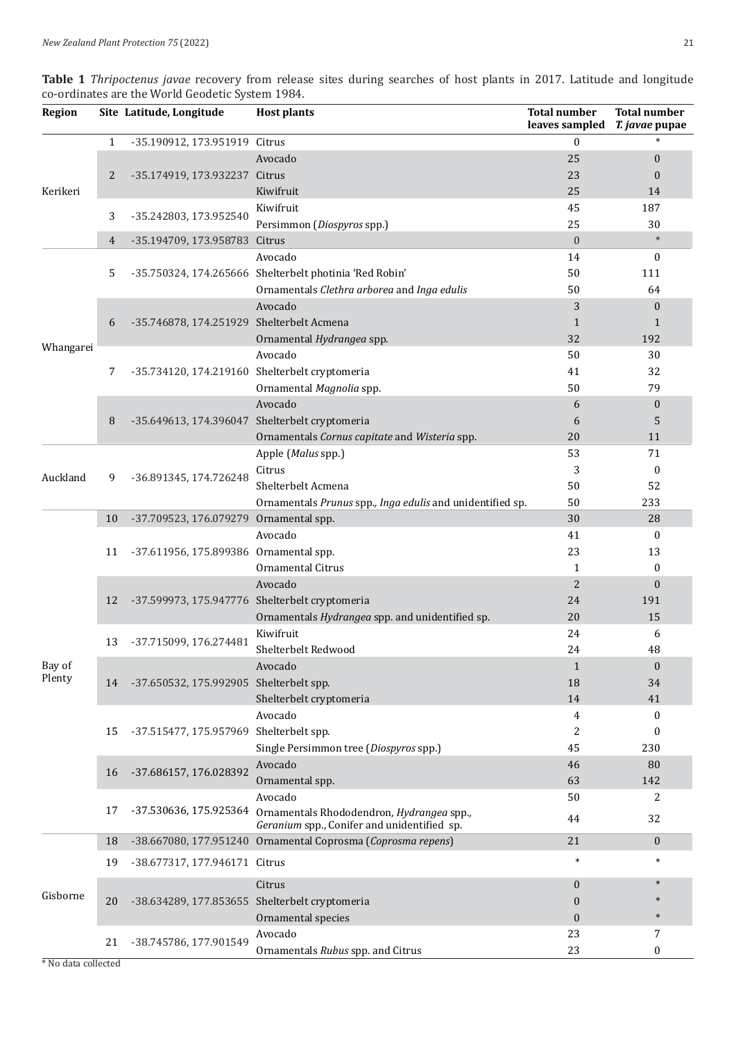**Table 1** *Thripoctenus javae* recovery from release sites during searches of host plants in 2017. Latitude and longitude co-ordinates are the World Geodetic System 1984.

| Region | Site | Latitude, Longitude | Host plants | Total number leaves sampled | Total number *T. javae* pupae |
|---|---|---|---|---|---|
| Kerikeri | 1 | -35.190912, 173.951919 | Citrus | 0 | * |
| | 2 | -35.174919, 173.932237 | Avocado | 25 | 0 |
| | | | Citrus | 23 | 0 |
| | | | Kiwifruit | 25 | 14 |
| | 3 | -35.242803, 173.952540 | Kiwifruit | 45 | 187 |
| | | | Persimmon (*Diospyros* spp.) | 25 | 30 |
| | 4 | -35.194709, 173.958783 | Citrus | 0 | * |
| Whangarei | 5 | -35.750324, 174.265666 | Avocado | 14 | 0 |
| | | | Shelterbelt photinia 'Red Robin' | 50 | 111 |
| | | | Ornamentals *Clethra arborea* and *Inga edulis* | 50 | 64 |
| | 6 | -35.746878, 174.251929 | Avocado | 3 | 0 |
| | | | Shelterbelt Acmena | 1 | 1 |
| | | | Ornamental *Hydrangea* spp. | 32 | 192 |
| | 7 | -35.734120, 174.219160 | Avocado | 50 | 30 |
| | | | Shelterbelt cryptomeria | 41 | 32 |
| | | | Ornamental *Magnolia* spp. | 50 | 79 |
| | 8 | -35.649613, 174.396047 | Avocado | 6 | 0 |
| | | | Shelterbelt cryptomeria | 6 | 5 |
| | | | Ornamentals *Cornus capitate* and *Wisteria* spp. | 20 | 11 |
| Auckland | 9 | -36.891345, 174.726248 | Apple (*Malus* spp.) | 53 | 71 |
| | | | Citrus | 3 | 0 |
| | | | Shelterbelt Acmena | 50 | 52 |
| | | | Ornamentals *Prunus* spp., *Inga edulis* and unidentified sp. | 50 | 233 |
| Bay of Plenty | 10 | -37.709523, 176.079279 | Ornamental spp. | 30 | 28 |
| | 11 | -37.611956, 175.899386 | Avocado | 41 | 0 |
| | | | Ornamental spp. | 23 | 13 |
| | | | Ornamental Citrus | 1 | 0 |
| | 12 | -37.599973, 175.947776 | Avocado | 2 | 0 |
| | | | Shelterbelt cryptomeria | 24 | 191 |
| | | | Ornamentals *Hydrangea* spp. and unidentified sp. | 20 | 15 |
| | 13 | -37.715099, 176.274481 | Kiwifruit | 24 | 6 |
| | | | Shelterbelt Redwood | 24 | 48 |
| | 14 | -37.650532, 175.992905 | Avocado | 1 | 0 |
| | | | Shelterbelt spp. | 18 | 34 |
| | | | Shelterbelt cryptomeria | 14 | 41 |
| | 15 | -37.515477, 175.957969 | Avocado | 4 | 0 |
| | | | Shelterbelt spp. | 2 | 0 |
| | | | Single Persimmon tree (*Diospyros* spp.) | 45 | 230 |
| | 16 | -37.686157, 176.028392 | Avocado | 46 | 80 |
| | | | Ornamental spp. | 63 | 142 |
| | 17 | -37.530636, 175.925364 | Avocado | 50 | 2 |
| | | | Ornamentals Rhododendron, *Hydrangea* spp., *Geranium* spp., Conifer and unidentified sp. | 44 | 32 |
| Gisborne | 18 | -38.667080, 177.951240 | Ornamental Coprosma (*Coprosma repens*) | 21 | 0 |
| | 19 | -38.677317, 177.946171 | Citrus | * | * |
| | 20 | -38.634289, 177.853655 | Citrus | 0 | * |
| | | | Shelterbelt cryptomeria | 0 | * |
| | | | Ornamental species | 0 | * |
| | 21 | -38.745786, 177.901549 | Avocado | 23 | 7 |
| | | | Ornamentals *Rubus* spp. and Citrus | 23 | 0 |

* No data collected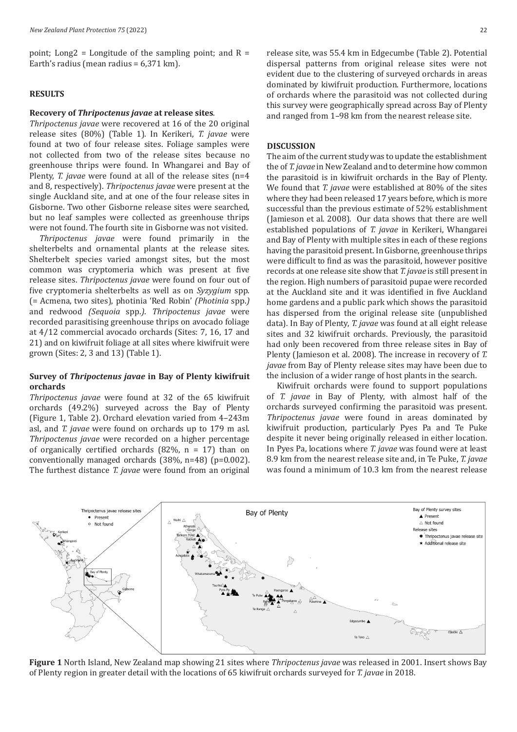point; Long2 = Longitude of the sampling point; and R = Earth's radius (mean radius = 6,371 km).

## RESULTS

### Recovery of *Thripoctenus javae* at release sites.

*Thripoctenus javae* were recovered at 16 of the 20 original release sites (80%) (Table 1). In Kerikeri, *T. javae* were found at two of four release sites. Foliage samples were not collected from two of the release sites because no greenhouse thrips were found. In Whangarei and Bay of Plenty, *T. javae* were found at all of the release sites (n=4 and 8, respectively). *Thripoctenus javae* were present at the single Auckland site, and at one of the four release sites in Gisborne. Two other Gisborne release sites were searched, but no leaf samples were collected as greenhouse thrips were not found. The fourth site in Gisborne was not visited.

*Thripoctenus javae* were found primarily in the shelterbelts and ornamental plants at the release sites. Shelterbelt species varied amongst sites, but the most common was cryptomeria which was present at five release sites. *Thripoctenus javae* were found on four out of five cryptomeria shelterbelts as well as on *Syzygium* spp. (= Acmena, two sites), photinia 'Red Robin' *(Photinia* spp.*)* and redwood *(Sequoia* spp.*)*. *Thripoctenus javae* were recorded parasitising greenhouse thrips on avocado foliage at 4/12 commercial avocado orchards (Sites: 7, 16, 17 and 21) and on kiwifruit foliage at all sites where kiwifruit were grown (Sites: 2, 3 and 13) (Table 1).

### Survey of *Thripoctenus javae* in Bay of Plenty kiwifruit orchards

*Thripoctenus javae* were found at 32 of the 65 kiwifruit orchards (49.2%) surveyed across the Bay of Plenty (Figure 1, Table 2). Orchard elevation varied from 4–243m asl, and *T. javae* were found on orchards up to 179 m asl. *Thripoctenus javae* were recorded on a higher percentage of organically certified orchards (82%, n = 17) than on conventionally managed orchards (38%, n=48) (p=0.002). The furthest distance *T. javae* were found from an original release site, was 55.4 km in Edgecumbe (Table 2). Potential dispersal patterns from original release sites were not evident due to the clustering of surveyed orchards in areas dominated by kiwifruit production. Furthermore, locations of orchards where the parasitoid was not collected during this survey were geographically spread across Bay of Plenty and ranged from 1–98 km from the nearest release site.

## DISCUSSION

The aim of the current study was to update the establishment the of *T. javae* in New Zealand and to determine how common the parasitoid is in kiwifruit orchards in the Bay of Plenty. We found that *T. javae* were established at 80% of the sites where they had been released 17 years before, which is more successful than the previous estimate of 52% establishment (Jamieson et al. 2008). Our data shows that there are well established populations of *T. javae* in Kerikeri, Whangarei and Bay of Plenty with multiple sites in each of these regions having the parasitoid present. In Gisborne, greenhouse thrips were difficult to find as was the parasitoid, however positive records at one release site show that *T. javae* is still present in the region. High numbers of parasitoid pupae were recorded at the Auckland site and it was identified in five Auckland home gardens and a public park which shows the parasitoid has dispersed from the original release site (unpublished data). In Bay of Plenty, *T. javae* was found at all eight release sites and 32 kiwifruit orchards. Previously, the parasitoid had only been recovered from three release sites in Bay of Plenty (Jamieson et al. 2008). The increase in recovery of *T. javae* from Bay of Plenty release sites may have been due to the inclusion of a wider range of host plants in the search.

Kiwifruit orchards were found to support populations of *T. javae* in Bay of Plenty, with almost half of the orchards surveyed confirming the parasitoid was present. *Thripoctenus javae* were found in areas dominated by kiwifruit production, particularly Pyes Pa and Te Puke despite it never being originally released in either location. In Pyes Pa, locations where *T. javae* was found were at least 8.9 km from the nearest release site and, in Te Puke, *T. javae* was found a minimum of 10.3 km from the nearest release

Thripoctenus javae release sites
● Present
○ Not found

Kerikeri
Whangarei
Auckland
Bay of Plenty
Gisborne

Bay of Plenty

Waihi
Athenree Gorge
Tanners Point
Katikati
Aongatete
Whakamarama
Tauriko
Pyes Pa
Te Puke
Paengaroa
Rangiuru
Pongakawa
Pukehina
Te Ranga
Edgecumbe
Te Teko
Opotiki

Bay of Plenty survey sites
▲ Present
△ Not found
Release sites
● Thripoctenus javae release site
★ Additional release site

**Figure 1** North Island, New Zealand map showing 21 sites where *Thripoctenus javae* was released in 2001. Insert shows Bay of Plenty region in greater detail with the locations of 65 kiwifruit orchards surveyed for *T. javae* in 2018.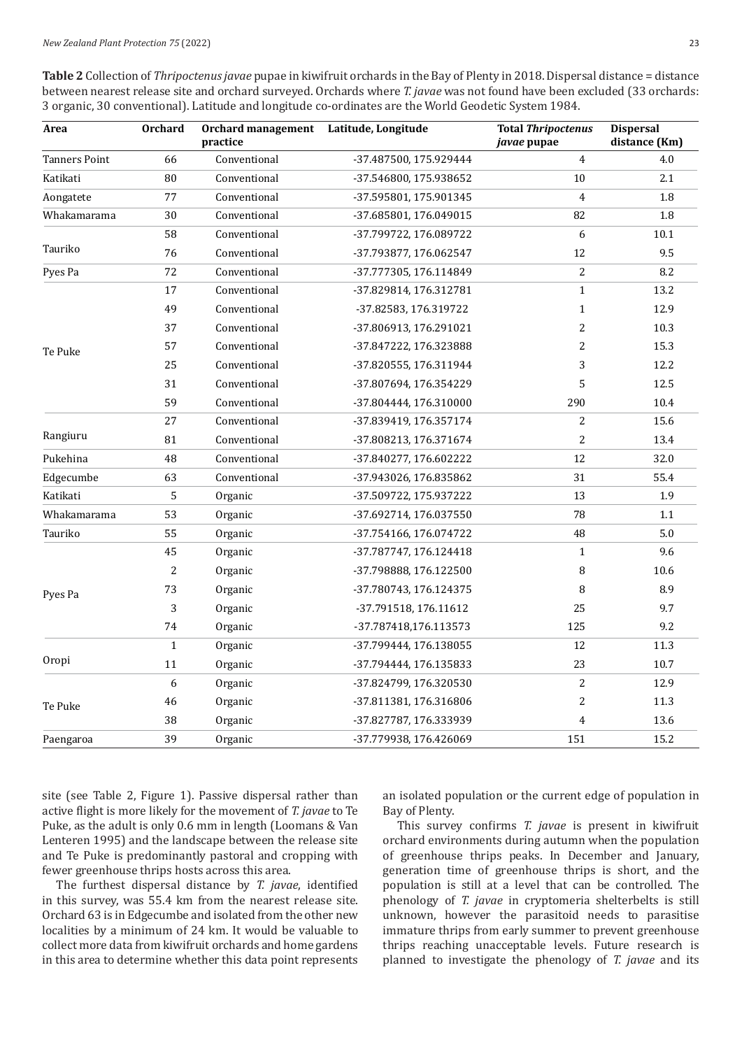**Table 2** Collection of *Thripoctenus javae* pupae in kiwifruit orchards in the Bay of Plenty in 2018. Dispersal distance = distance between nearest release site and orchard surveyed. Orchards where *T. javae* was not found have been excluded (33 orchards: 3 organic, 30 conventional). Latitude and longitude co-ordinates are the World Geodetic System 1984.

| Area | Orchard | Orchard management practice | Latitude, Longitude | Total *Thripoctenus javae* pupae | Dispersal distance (Km) |
|---|---|---|---|---|---|
| Tanners Point | 66 | Conventional | -37.487500, 175.929444 | 4 | 4.0 |
| Katikati | 80 | Conventional | -37.546800, 175.938652 | 10 | 2.1 |
| Aongatete | 77 | Conventional | -37.595801, 175.901345 | 4 | 1.8 |
| Whakamarama | 30 | Conventional | -37.685801, 176.049015 | 82 | 1.8 |
| Tauriko | 58 | Conventional | -37.799722, 176.089722 | 6 | 10.1 |
| | 76 | Conventional | -37.793877, 176.062547 | 12 | 9.5 |
| Pyes Pa | 72 | Conventional | -37.777305, 176.114849 | 2 | 8.2 |
| Te Puke | 17 | Conventional | -37.829814, 176.312781 | 1 | 13.2 |
| | 49 | Conventional | -37.82583, 176.319722 | 1 | 12.9 |
| | 37 | Conventional | -37.806913, 176.291021 | 2 | 10.3 |
| | 57 | Conventional | -37.847222, 176.323888 | 2 | 15.3 |
| | 25 | Conventional | -37.820555, 176.311944 | 3 | 12.2 |
| | 31 | Conventional | -37.807694, 176.354229 | 5 | 12.5 |
| | 59 | Conventional | -37.804444, 176.310000 | 290 | 10.4 |
| Rangiuru | 27 | Conventional | -37.839419, 176.357174 | 2 | 15.6 |
| | 81 | Conventional | -37.808213, 176.371674 | 2 | 13.4 |
| Pukehina | 48 | Conventional | -37.840277, 176.602222 | 12 | 32.0 |
| Edgecumbe | 63 | Conventional | -37.943026, 176.835862 | 31 | 55.4 |
| Katikati | 5 | Organic | -37.509722, 175.937222 | 13 | 1.9 |
| Whakamarama | 53 | Organic | -37.692714, 176.037550 | 78 | 1.1 |
| Tauriko | 55 | Organic | -37.754166, 176.074722 | 48 | 5.0 |
| Pyes Pa | 45 | Organic | -37.787747, 176.124418 | 1 | 9.6 |
| | 2 | Organic | -37.798888, 176.122500 | 8 | 10.6 |
| | 73 | Organic | -37.780743, 176.124375 | 8 | 8.9 |
| | 3 | Organic | -37.791518, 176.11612 | 25 | 9.7 |
| | 74 | Organic | -37.787418,176.113573 | 125 | 9.2 |
| Oropi | 1 | Organic | -37.799444, 176.138055 | 12 | 11.3 |
| | 11 | Organic | -37.794444, 176.135833 | 23 | 10.7 |
| Te Puke | 6 | Organic | -37.824799, 176.320530 | 2 | 12.9 |
| | 46 | Organic | -37.811381, 176.316806 | 2 | 11.3 |
| | 38 | Organic | -37.827787, 176.333939 | 4 | 13.6 |
| Paengaroa | 39 | Organic | -37.779938, 176.426069 | 151 | 15.2 |

site (see Table 2, Figure 1). Passive dispersal rather than active flight is more likely for the movement of *T. javae* to Te Puke, as the adult is only 0.6 mm in length (Loomans & Van Lenteren 1995) and the landscape between the release site and Te Puke is predominantly pastoral and cropping with fewer greenhouse thrips hosts across this area.

The furthest dispersal distance by *T. javae*, identified in this survey, was 55.4 km from the nearest release site. Orchard 63 is in Edgecumbe and isolated from the other new localities by a minimum of 24 km. It would be valuable to collect more data from kiwifruit orchards and home gardens in this area to determine whether this data point represents an isolated population or the current edge of population in Bay of Plenty.

This survey confirms *T. javae* is present in kiwifruit orchard environments during autumn when the population of greenhouse thrips peaks. In December and January, generation time of greenhouse thrips is short, and the population is still at a level that can be controlled. The phenology of *T. javae* in cryptomeria shelterbelts is still unknown, however the parasitoid needs to parasitise immature thrips from early summer to prevent greenhouse thrips reaching unacceptable levels. Future research is planned to investigate the phenology of *T. javae* and its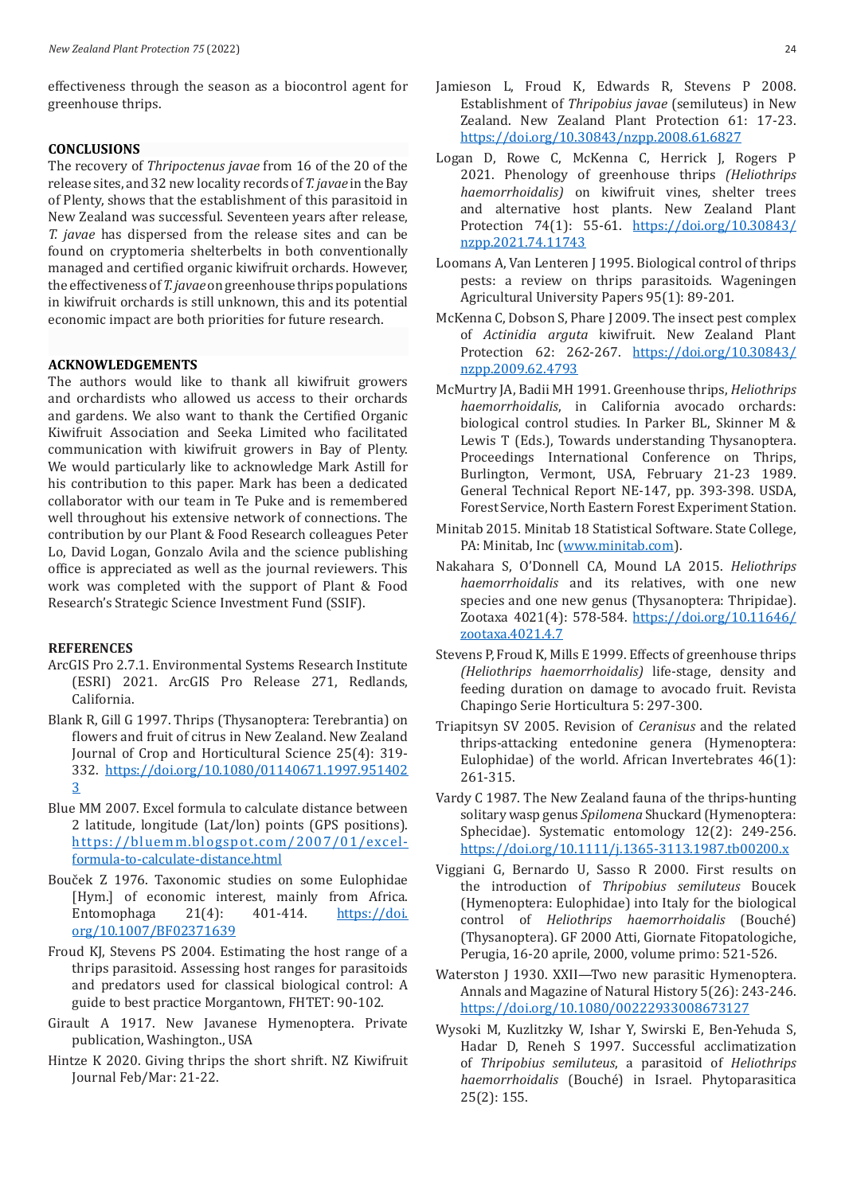effectiveness through the season as a biocontrol agent for greenhouse thrips.

## CONCLUSIONS

The recovery of *Thripoctenus javae* from 16 of the 20 of the release sites, and 32 new locality records of *T. javae* in the Bay of Plenty, shows that the establishment of this parasitoid in New Zealand was successful. Seventeen years after release, *T. javae* has dispersed from the release sites and can be found on cryptomeria shelterbelts in both conventionally managed and certified organic kiwifruit orchards. However, the effectiveness of *T. javae* on greenhouse thrips populations in kiwifruit orchards is still unknown, this and its potential economic impact are both priorities for future research.

## ACKNOWLEDGEMENTS

The authors would like to thank all kiwifruit growers and orchardists who allowed us access to their orchards and gardens. We also want to thank the Certified Organic Kiwifruit Association and Seeka Limited who facilitated communication with kiwifruit growers in Bay of Plenty. We would particularly like to acknowledge Mark Astill for his contribution to this paper. Mark has been a dedicated collaborator with our team in Te Puke and is remembered well throughout his extensive network of connections. The contribution by our Plant & Food Research colleagues Peter Lo, David Logan, Gonzalo Avila and the science publishing office is appreciated as well as the journal reviewers. This work was completed with the support of Plant & Food Research's Strategic Science Investment Fund (SSIF).

## REFERENCES

ArcGIS Pro 2.7.1. Environmental Systems Research Institute (ESRI) 2021. ArcGIS Pro Release 271, Redlands, California.

Blank R, Gill G 1997. Thrips (Thysanoptera: Terebrantia) on flowers and fruit of citrus in New Zealand. New Zealand Journal of Crop and Horticultural Science 25(4): 319-332. https://doi.org/10.1080/01140671.1997.9514023

Blue MM 2007. Excel formula to calculate distance between 2 latitude, longitude (Lat/lon) points (GPS positions). https://bluemm.blogspot.com/2007/01/excel-formula-to-calculate-distance.html

Bouček Z 1976. Taxonomic studies on some Eulophidae [Hym.] of economic interest, mainly from Africa. Entomophaga 21(4): 401-414. https://doi.org/10.1007/BF02371639

Froud KJ, Stevens PS 2004. Estimating the host range of a thrips parasitoid. Assessing host ranges for parasitoids and predators used for classical biological control: A guide to best practice Morgantown, FHTET: 90-102.

Girault A 1917. New Javanese Hymenoptera. Private publication, Washington., USA

Hintze K 2020. Giving thrips the short shrift. NZ Kiwifruit Journal Feb/Mar: 21-22.

Jamieson L, Froud K, Edwards R, Stevens P 2008. Establishment of *Thripobius javae* (semiluteus) in New Zealand. New Zealand Plant Protection 61: 17-23. https://doi.org/10.30843/nzpp.2008.61.6827

Logan D, Rowe C, McKenna C, Herrick J, Rogers P 2021. Phenology of greenhouse thrips *(Heliothrips haemorrhoidalis)* on kiwifruit vines, shelter trees and alternative host plants. New Zealand Plant Protection 74(1): 55-61. https://doi.org/10.30843/nzpp.2021.74.11743

Loomans A, Van Lenteren J 1995. Biological control of thrips pests: a review on thrips parasitoids. Wageningen Agricultural University Papers 95(1): 89-201.

McKenna C, Dobson S, Phare J 2009. The insect pest complex of *Actinidia arguta* kiwifruit. New Zealand Plant Protection 62: 262-267. https://doi.org/10.30843/nzpp.2009.62.4793

McMurtry JA, Badii MH 1991. Greenhouse thrips, *Heliothrips haemorrhoidalis*, in California avocado orchards: biological control studies. In Parker BL, Skinner M & Lewis T (Eds.), Towards understanding Thysanoptera. Proceedings International Conference on Thrips, Burlington, Vermont, USA, February 21-23 1989. General Technical Report NE-147, pp. 393-398. USDA, Forest Service, North Eastern Forest Experiment Station.

Minitab 2015. Minitab 18 Statistical Software. State College, PA: Minitab, Inc (www.minitab.com).

Nakahara S, O'Donnell CA, Mound LA 2015. *Heliothrips haemorrhoidalis* and its relatives, with one new species and one new genus (Thysanoptera: Thripidae). Zootaxa 4021(4): 578-584. https://doi.org/10.11646/zootaxa.4021.4.7

Stevens P, Froud K, Mills E 1999. Effects of greenhouse thrips *(Heliothrips haemorrhoidalis)* life-stage, density and feeding duration on damage to avocado fruit. Revista Chapingo Serie Horticultura 5: 297-300.

Triapitsyn SV 2005. Revision of *Ceranisus* and the related thrips-attacking entedonine genera (Hymenoptera: Eulophidae) of the world. African Invertebrates 46(1): 261-315.

Vardy C 1987. The New Zealand fauna of the thrips-hunting solitary wasp genus *Spilomena* Shuckard (Hymenoptera: Sphecidae). Systematic entomology 12(2): 249-256. https://doi.org/10.1111/j.1365-3113.1987.tb00200.x

Viggiani G, Bernardo U, Sasso R 2000. First results on the introduction of *Thripobius semiluteus* Boucek (Hymenoptera: Eulophidae) into Italy for the biological control of *Heliothrips haemorrhoidalis* (Bouché) (Thysanoptera). GF 2000 Atti, Giornate Fitopatologiche, Perugia, 16-20 aprile, 2000, volume primo: 521-526.

Waterston J 1930. XXII—Two new parasitic Hymenoptera. Annals and Magazine of Natural History 5(26): 243-246. https://doi.org/10.1080/00222933008673127

Wysoki M, Kuzlitzky W, Ishar Y, Swirski E, Ben-Yehuda S, Hadar D, Reneh S 1997. Successful acclimatization of *Thripobius semiluteus*, a parasitoid of *Heliothrips haemorrhoidalis* (Bouché) in Israel. Phytoparasitica 25(2): 155.